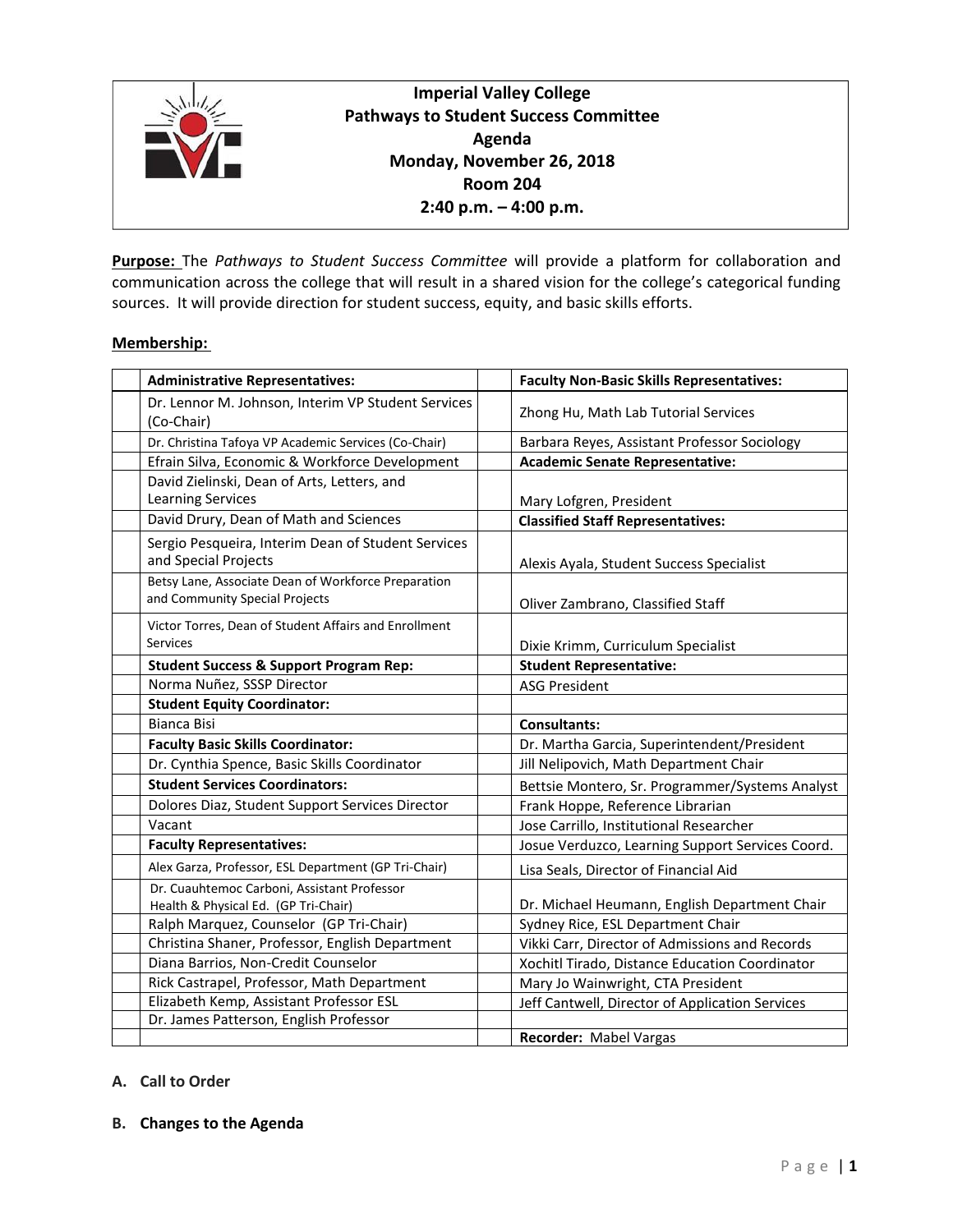# Imperial Valley College
## Pathways to Student Success Committee
## Agenda
**Monday, November 26, 2018**
**Room 204**
**2:40 p.m. – 4:00 p.m.**

**Purpose:** The *Pathways to Student Success Committee* will provide a platform for collaboration and communication across the college that will result in a shared vision for the college's categorical funding sources. It will provide direction for student success, equity, and basic skills efforts.

**Membership:**

| | **Administrative Representatives:** | | **Faculty Non-Basic Skills Representatives:** |
|---|---|---|---|
| | Dr. Lennor M. Johnson, Interim VP Student Services (Co-Chair) | | Zhong Hu, Math Lab Tutorial Services |
| | Dr. Christina Tafoya VP Academic Services (Co-Chair) | | Barbara Reyes, Assistant Professor Sociology |
| | Efrain Silva, Economic & Workforce Development | | **Academic Senate Representative:** |
| | David Zielinski, Dean of Arts, Letters, and Learning Services | | Mary Lofgren, President |
| | David Drury, Dean of Math and Sciences | | **Classified Staff Representatives:** |
| | Sergio Pesqueira, Interim Dean of Student Services and Special Projects | | Alexis Ayala, Student Success Specialist |
| | Betsy Lane, Associate Dean of Workforce Preparation and Community Special Projects | | Oliver Zambrano, Classified Staff |
| | Victor Torres, Dean of Student Affairs and Enrollment Services | | Dixie Krimm, Curriculum Specialist |
| | **Student Success & Support Program Rep:** | | **Student Representative:** |
| | Norma Nuñez, SSSP Director | | ASG President |
| | **Student Equity Coordinator:** | | |
| | Bianca Bisi | | **Consultants:** |
| | **Faculty Basic Skills Coordinator:** | | Dr. Martha Garcia, Superintendent/President |
| | Dr. Cynthia Spence, Basic Skills Coordinator | | Jill Nelipovich, Math Department Chair |
| | **Student Services Coordinators:** | | Bettsie Montero, Sr. Programmer/Systems Analyst |
| | Dolores Diaz, Student Support Services Director | | Frank Hoppe, Reference Librarian |
| | Vacant | | Jose Carrillo, Institutional Researcher |
| | **Faculty Representatives:** | | Josue Verduzco, Learning Support Services Coord. |
| | Alex Garza, Professor, ESL Department (GP Tri-Chair) | | Lisa Seals, Director of Financial Aid |
| | Dr. Cuauhtemoc Carboni, Assistant Professor Health & Physical Ed. (GP Tri-Chair) | | Dr. Michael Heumann, English Department Chair |
| | Ralph Marquez, Counselor (GP Tri-Chair) | | Sydney Rice, ESL Department Chair |
| | Christina Shaner, Professor, English Department | | Vikki Carr, Director of Admissions and Records |
| | Diana Barrios, Non-Credit Counselor | | Xochitl Tirado, Distance Education Coordinator |
| | Rick Castrapel, Professor, Math Department | | Mary Jo Wainwright, CTA President |
| | Elizabeth Kemp, Assistant Professor ESL | | Jeff Cantwell, Director of Application Services |
| | Dr. James Patterson, English Professor | | |
| | | | **Recorder:** Mabel Vargas |

**A. Call to Order**

**B. Changes to the Agenda**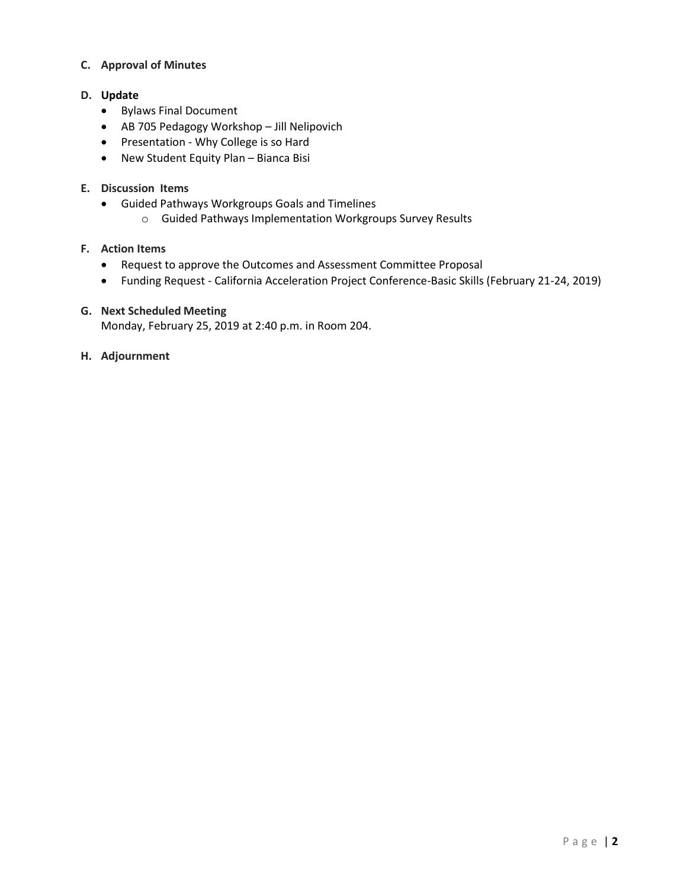**C. Approval of Minutes**

**D. Update**

- Bylaws Final Document
- AB 705 Pedagogy Workshop – Jill Nelipovich
- Presentation - Why College is so Hard
- New Student Equity Plan – Bianca Bisi

**E. Discussion Items**

- Guided Pathways Workgroups Goals and Timelines
  - Guided Pathways Implementation Workgroups Survey Results

**F. Action Items**

- Request to approve the Outcomes and Assessment Committee Proposal
- Funding Request - California Acceleration Project Conference-Basic Skills (February 21-24, 2019)

**G. Next Scheduled Meeting**

Monday, February 25, 2019 at 2:40 p.m. in Room 204.

**H. Adjournment**